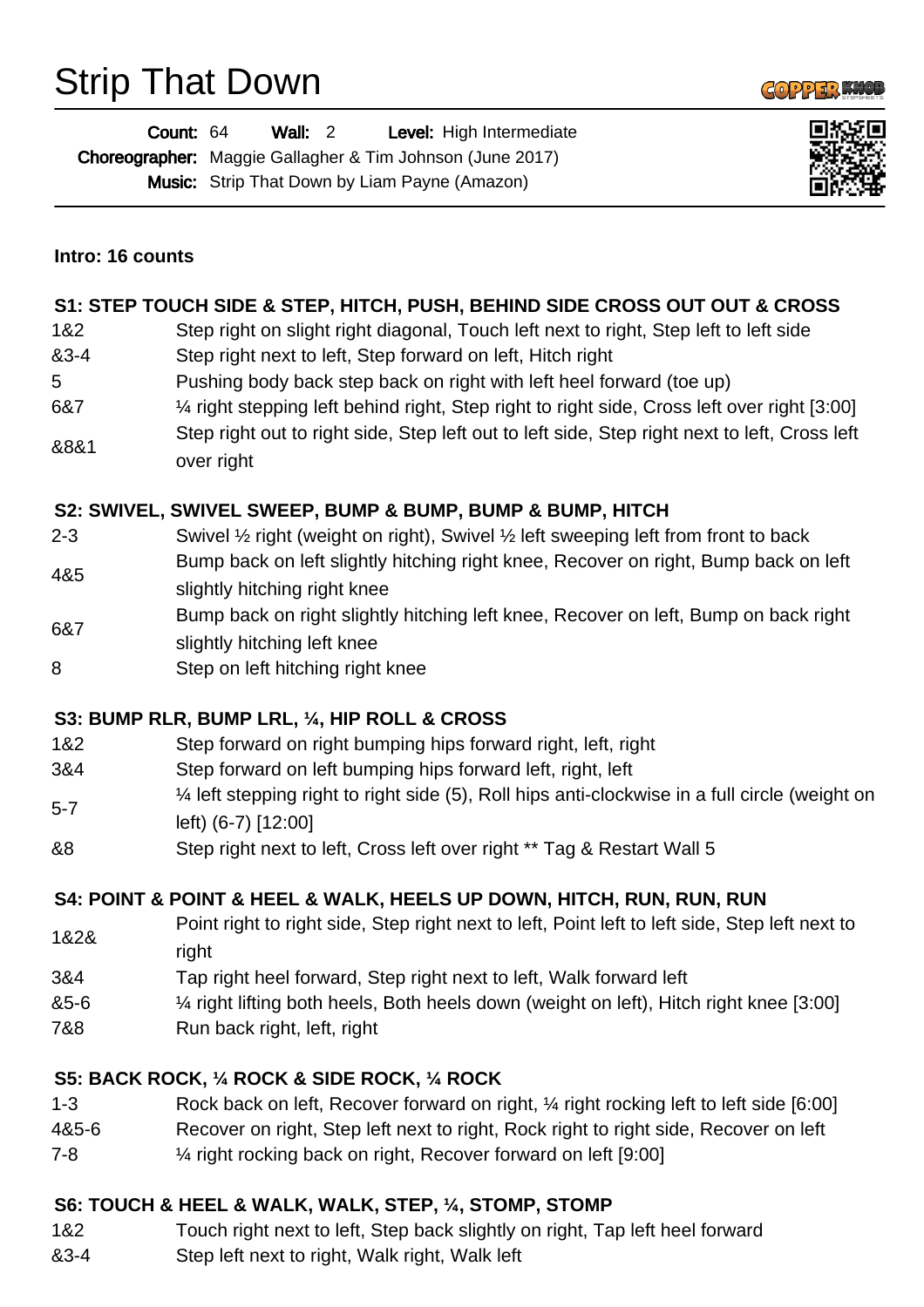# Strip That Down

**Count:** 64 **Wall:** 2 **Level:** High Intermediate
**Choreographer:** Maggie Gallagher & Tim Johnson (June 2017)
**Music:** Strip That Down by Liam Payne (Amazon)

**Intro: 16 counts**

### S1: STEP TOUCH SIDE & STEP, HITCH, PUSH, BEHIND SIDE CROSS OUT OUT & CROSS

| | |
|---|---|
| 1&2 | Step right on slight right diagonal, Touch left next to right, Step left to left side |
| &3-4 | Step right next to left, Step forward on left, Hitch right |
| 5 | Pushing body back step back on right with left heel forward (toe up) |
| 6&7 | ¼ right stepping left behind right, Step right to right side, Cross left over right [3:00] |
| &8&1 | Step right out to right side, Step left out to left side, Step right next to left, Cross left over right |

### S2: SWIVEL, SWIVEL SWEEP, BUMP & BUMP, BUMP & BUMP, HITCH

| | |
|---|---|
| 2-3 | Swivel ½ right (weight on right), Swivel ½ left sweeping left from front to back |
| 4&5 | Bump back on left slightly hitching right knee, Recover on right, Bump back on left slightly hitching right knee |
| 6&7 | Bump back on right slightly hitching left knee, Recover on left, Bump on back right slightly hitching left knee |
| 8 | Step on left hitching right knee |

### S3: BUMP RLR, BUMP LRL, ¼, HIP ROLL & CROSS

| | |
|---|---|
| 1&2 | Step forward on right bumping hips forward right, left, right |
| 3&4 | Step forward on left bumping hips forward left, right, left |
| 5-7 | ¼ left stepping right to right side (5), Roll hips anti-clockwise in a full circle (weight on left) (6-7) [12:00] |
| &8 | Step right next to left, Cross left over right ** Tag & Restart Wall 5 |

### S4: POINT & POINT & HEEL & WALK, HEELS UP DOWN, HITCH, RUN, RUN, RUN

| | |
|---|---|
| 1&2& | Point right to right side, Step right next to left, Point left to left side, Step left next to right |
| 3&4 | Tap right heel forward, Step right next to left, Walk forward left |
| &5-6 | ¼ right lifting both heels, Both heels down (weight on left), Hitch right knee [3:00] |
| 7&8 | Run back right, left, right |

### S5: BACK ROCK, ¼ ROCK & SIDE ROCK, ¼ ROCK

| | |
|---|---|
| 1-3 | Rock back on left, Recover forward on right, ¼ right rocking left to left side [6:00] |
| 4&5-6 | Recover on right, Step left next to right, Rock right to right side, Recover on left |
| 7-8 | ¼ right rocking back on right, Recover forward on left [9:00] |

### S6: TOUCH & HEEL & WALK, WALK, STEP, ¼, STOMP, STOMP

| | |
|---|---|
| 1&2 | Touch right next to left, Step back slightly on right, Tap left heel forward |
| &3-4 | Step left next to right, Walk right, Walk left |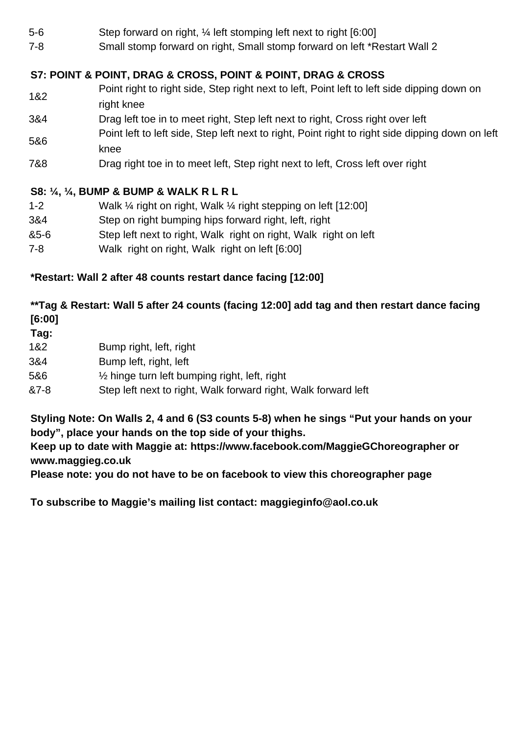5-6 Step forward on right, ¼ left stomping left next to right [6:00]
7-8 Small stomp forward on right, Small stomp forward on left *Restart Wall 2

**S7: POINT & POINT, DRAG & CROSS, POINT & POINT, DRAG & CROSS**

| | |
|---|---|
| 1&2 | Point right to right side, Step right next to left, Point left to left side dipping down on right knee |
| 3&4 | Drag left toe in to meet right, Step left next to right, Cross right over left |
| 5&6 | Point left to left side, Step left next to right, Point right to right side dipping down on left knee |
| 7&8 | Drag right toe in to meet left, Step right next to left, Cross left over right |

**S8: ¼, ¼, BUMP & BUMP & WALK R L R L**

| | |
|---|---|
| 1-2 | Walk ¼ right on right, Walk ¼ right stepping on left [12:00] |
| 3&4 | Step on right bumping hips forward right, left, right |
| &5-6 | Step left next to right, Walk right on right, Walk right on left |
| 7-8 | Walk right on right, Walk right on left [6:00] |

**\*Restart: Wall 2 after 48 counts restart dance facing [12:00]**

**\*\*Tag & Restart: Wall 5 after 24 counts (facing 12:00] add tag and then restart dance facing [6:00]**

**Tag:**

| | |
|---|---|
| 1&2 | Bump right, left, right |
| 3&4 | Bump left, right, left |
| 5&6 | ½ hinge turn left bumping right, left, right |
| &7-8 | Step left next to right, Walk forward right, Walk forward left |

**Styling Note: On Walls 2, 4 and 6 (S3 counts 5-8) when he sings "Put your hands on your body", place your hands on the top side of your thighs.**
**Keep up to date with Maggie at: https://www.facebook.com/MaggieGChoreographer or www.maggieg.co.uk**
**Please note: you do not have to be on facebook to view this choreographer page**

**To subscribe to Maggie's mailing list contact: maggieginfo@aol.co.uk**